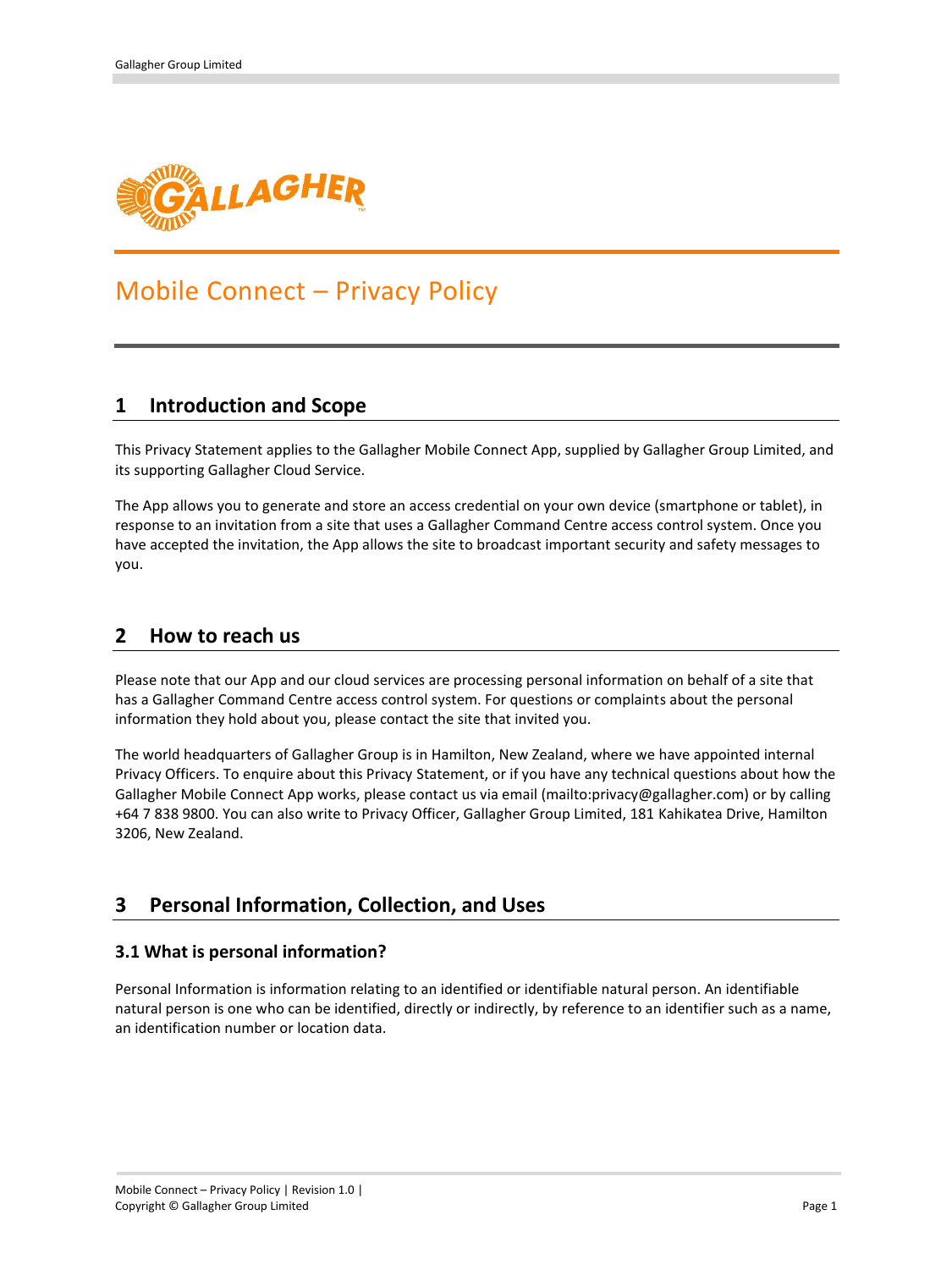# Mobile Connect – Privacy Policy

## 1 Introduction and Scope

This Privacy Statement applies to the Gallagher Mobile Connect App, supplied by Gallagher Group Limited, and its supporting Gallagher Cloud Service.

The App allows you to generate and store an access credential on your own device (smartphone or tablet), in response to an invitation from a site that uses a Gallagher Command Centre access control system. Once you have accepted the invitation, the App allows the site to broadcast important security and safety messages to you.

## 2 How to reach us

Please note that our App and our cloud services are processing personal information on behalf of a site that has a Gallagher Command Centre access control system. For questions or complaints about the personal information they hold about you, please contact the site that invited you.

The world headquarters of Gallagher Group is in Hamilton, New Zealand, where we have appointed internal Privacy Officers. To enquire about this Privacy Statement, or if you have any technical questions about how the Gallagher Mobile Connect App works, please contact us via email (mailto:privacy@gallagher.com) or by calling +64 7 838 9800. You can also write to Privacy Officer, Gallagher Group Limited, 181 Kahikatea Drive, Hamilton 3206, New Zealand.

## 3 Personal Information, Collection, and Uses

### 3.1 What is personal information?

Personal Information is information relating to an identified or identifiable natural person. An identifiable natural person is one who can be identified, directly or indirectly, by reference to an identifier such as a name, an identification number or location data.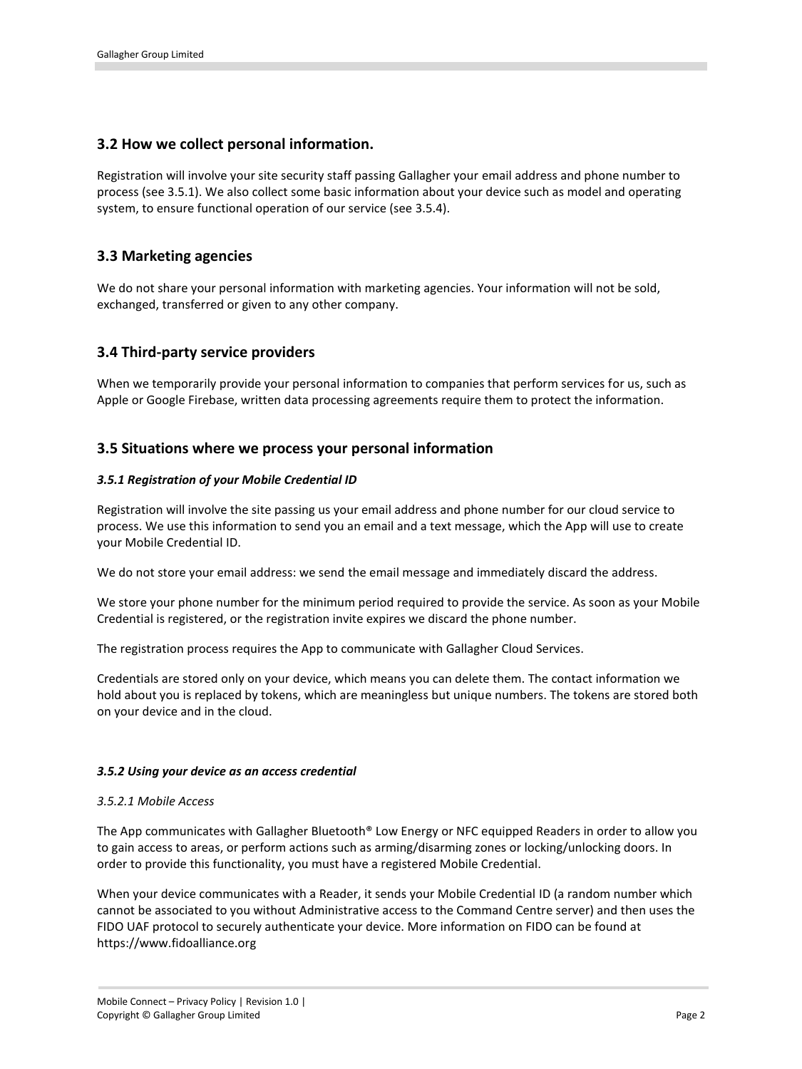## 3.2 How we collect personal information.

Registration will involve your site security staff passing Gallagher your email address and phone number to process (see 3.5.1). We also collect some basic information about your device such as model and operating system, to ensure functional operation of our service (see 3.5.4).

## 3.3 Marketing agencies

We do not share your personal information with marketing agencies. Your information will not be sold, exchanged, transferred or given to any other company.

## 3.4 Third-party service providers

When we temporarily provide your personal information to companies that perform services for us, such as Apple or Google Firebase, written data processing agreements require them to protect the information.

## 3.5 Situations where we process your personal information

#### *3.5.1 Registration of your Mobile Credential ID*

Registration will involve the site passing us your email address and phone number for our cloud service to process. We use this information to send you an email and a text message, which the App will use to create your Mobile Credential ID.

We do not store your email address: we send the email message and immediately discard the address.

We store your phone number for the minimum period required to provide the service. As soon as your Mobile Credential is registered, or the registration invite expires we discard the phone number.

The registration process requires the App to communicate with Gallagher Cloud Services.

Credentials are stored only on your device, which means you can delete them. The contact information we hold about you is replaced by tokens, which are meaningless but unique numbers. The tokens are stored both on your device and in the cloud.

#### *3.5.2 Using your device as an access credential*

*3.5.2.1 Mobile Access*

The App communicates with Gallagher Bluetooth® Low Energy or NFC equipped Readers in order to allow you to gain access to areas, or perform actions such as arming/disarming zones or locking/unlocking doors. In order to provide this functionality, you must have a registered Mobile Credential.

When your device communicates with a Reader, it sends your Mobile Credential ID (a random number which cannot be associated to you without Administrative access to the Command Centre server) and then uses the FIDO UAF protocol to securely authenticate your device. More information on FIDO can be found at https://www.fidoalliance.org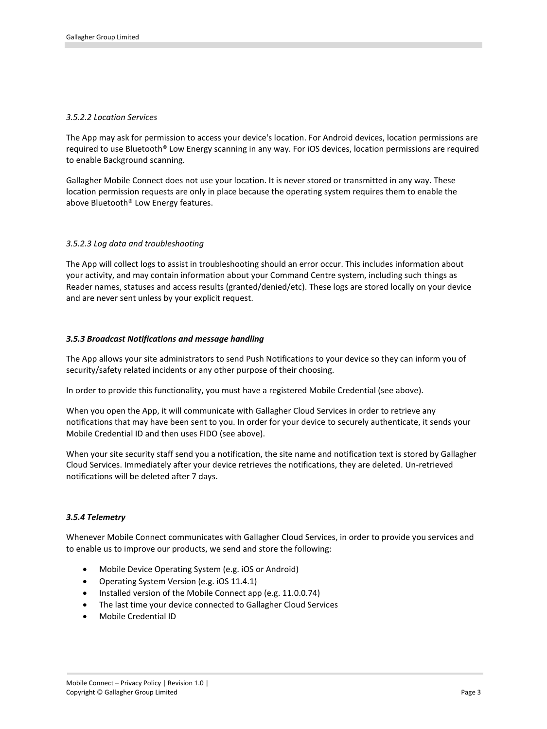*3.5.2.2 Location Services*

The App may ask for permission to access your device's location. For Android devices, location permissions are required to use Bluetooth® Low Energy scanning in any way. For iOS devices, location permissions are required to enable Background scanning.

Gallagher Mobile Connect does not use your location. It is never stored or transmitted in any way. These location permission requests are only in place because the operating system requires them to enable the above Bluetooth® Low Energy features.

*3.5.2.3 Log data and troubleshooting*

The App will collect logs to assist in troubleshooting should an error occur. This includes information about your activity, and may contain information about your Command Centre system, including such things as Reader names, statuses and access results (granted/denied/etc). These logs are stored locally on your device and are never sent unless by your explicit request.

#### ***3.5.3 Broadcast Notifications and message handling***

The App allows your site administrators to send Push Notifications to your device so they can inform you of security/safety related incidents or any other purpose of their choosing.

In order to provide this functionality, you must have a registered Mobile Credential (see above).

When you open the App, it will communicate with Gallagher Cloud Services in order to retrieve any notifications that may have been sent to you. In order for your device to securely authenticate, it sends your Mobile Credential ID and then uses FIDO (see above).

When your site security staff send you a notification, the site name and notification text is stored by Gallagher Cloud Services. Immediately after your device retrieves the notifications, they are deleted. Un-retrieved notifications will be deleted after 7 days.

#### ***3.5.4 Telemetry***

Whenever Mobile Connect communicates with Gallagher Cloud Services, in order to provide you services and to enable us to improve our products, we send and store the following:

- Mobile Device Operating System (e.g. iOS or Android)
- Operating System Version (e.g. iOS 11.4.1)
- Installed version of the Mobile Connect app (e.g. 11.0.0.74)
- The last time your device connected to Gallagher Cloud Services
- Mobile Credential ID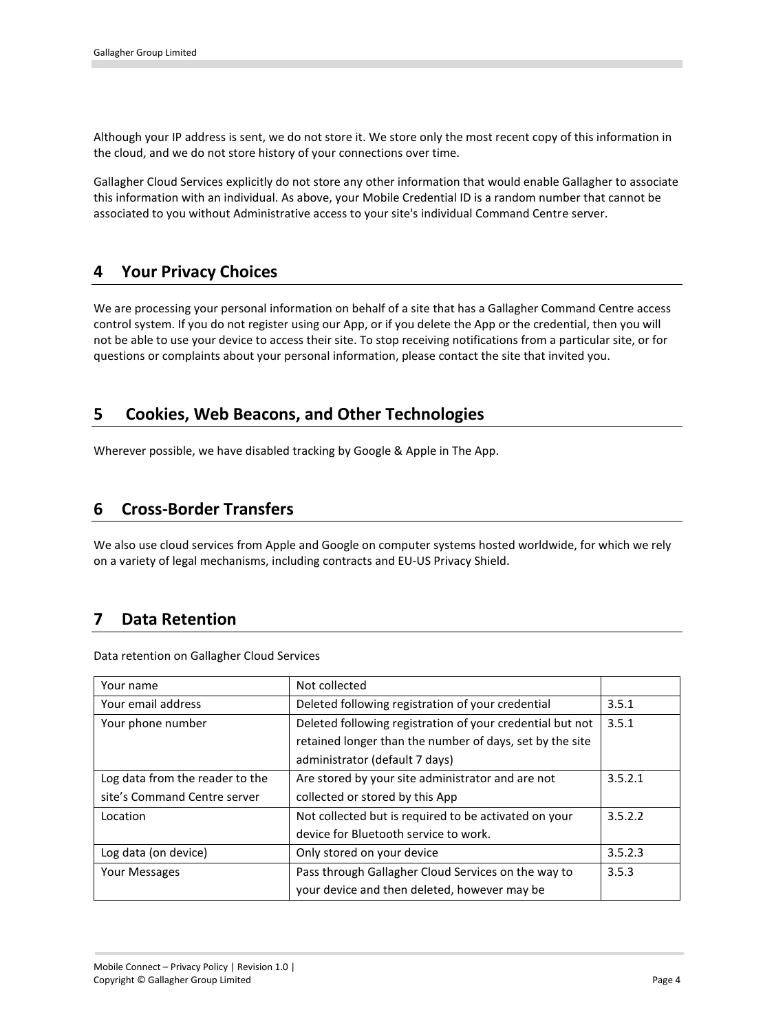Although your IP address is sent, we do not store it. We store only the most recent copy of this information in the cloud, and we do not store history of your connections over time.

Gallagher Cloud Services explicitly do not store any other information that would enable Gallagher to associate this information with an individual. As above, your Mobile Credential ID is a random number that cannot be associated to you without Administrative access to your site's individual Command Centre server.

## 4 Your Privacy Choices

We are processing your personal information on behalf of a site that has a Gallagher Command Centre access control system. If you do not register using our App, or if you delete the App or the credential, then you will not be able to use your device to access their site. To stop receiving notifications from a particular site, or for questions or complaints about your personal information, please contact the site that invited you.

## 5 Cookies, Web Beacons, and Other Technologies

Wherever possible, we have disabled tracking by Google & Apple in The App.

## 6 Cross-Border Transfers

We also use cloud services from Apple and Google on computer systems hosted worldwide, for which we rely on a variety of legal mechanisms, including contracts and EU-US Privacy Shield.

## 7 Data Retention

Data retention on Gallagher Cloud Services

| | | |
|---|---|---|
| Your name | Not collected | |
| Your email address | Deleted following registration of your credential | 3.5.1 |
| Your phone number | Deleted following registration of your credential but not retained longer than the number of days, set by the site administrator (default 7 days) | 3.5.1 |
| Log data from the reader to the site's Command Centre server | Are stored by your site administrator and are not collected or stored by this App | 3.5.2.1 |
| Location | Not collected but is required to be activated on your device for Bluetooth service to work. | 3.5.2.2 |
| Log data (on device) | Only stored on your device | 3.5.2.3 |
| Your Messages | Pass through Gallagher Cloud Services on the way to your device and then deleted, however may be | 3.5.3 |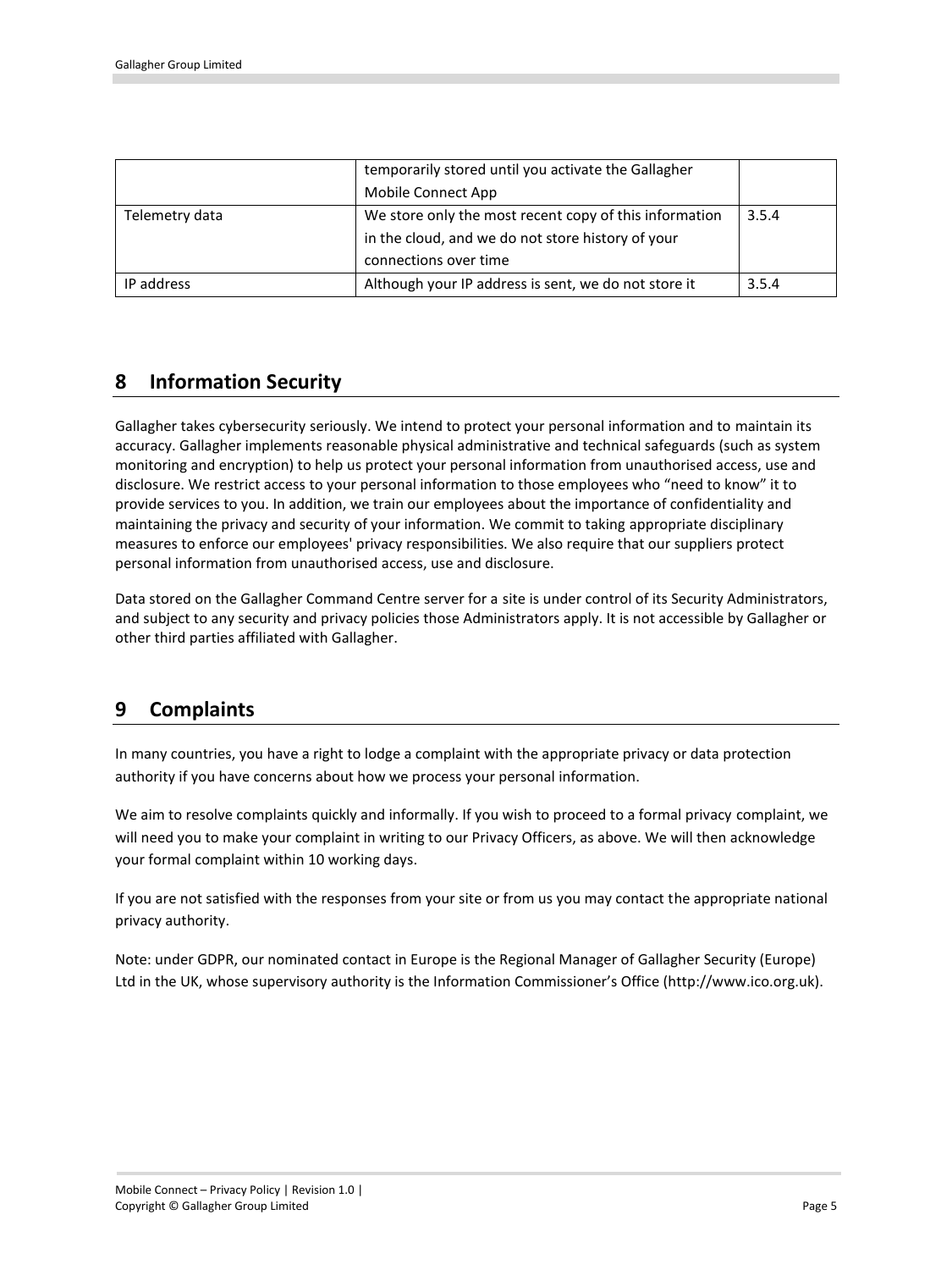|  | temporarily stored until you activate the Gallagher Mobile Connect App |  |
| --- | --- | --- |
| Telemetry data | We store only the most recent copy of this information in the cloud, and we do not store history of your connections over time | 3.5.4 |
| IP address | Although your IP address is sent, we do not store it | 3.5.4 |

## 8 Information Security

Gallagher takes cybersecurity seriously. We intend to protect your personal information and to maintain its accuracy. Gallagher implements reasonable physical administrative and technical safeguards (such as system monitoring and encryption) to help us protect your personal information from unauthorised access, use and disclosure. We restrict access to your personal information to those employees who “need to know” it to provide services to you. In addition, we train our employees about the importance of confidentiality and maintaining the privacy and security of your information. We commit to taking appropriate disciplinary measures to enforce our employees' privacy responsibilities. We also require that our suppliers protect personal information from unauthorised access, use and disclosure.

Data stored on the Gallagher Command Centre server for a site is under control of its Security Administrators, and subject to any security and privacy policies those Administrators apply. It is not accessible by Gallagher or other third parties affiliated with Gallagher.

## 9 Complaints

In many countries, you have a right to lodge a complaint with the appropriate privacy or data protection authority if you have concerns about how we process your personal information.

We aim to resolve complaints quickly and informally. If you wish to proceed to a formal privacy complaint, we will need you to make your complaint in writing to our Privacy Officers, as above. We will then acknowledge your formal complaint within 10 working days.

If you are not satisfied with the responses from your site or from us you may contact the appropriate national privacy authority.

Note: under GDPR, our nominated contact in Europe is the Regional Manager of Gallagher Security (Europe) Ltd in the UK, whose supervisory authority is the Information Commissioner’s Office (http://www.ico.org.uk).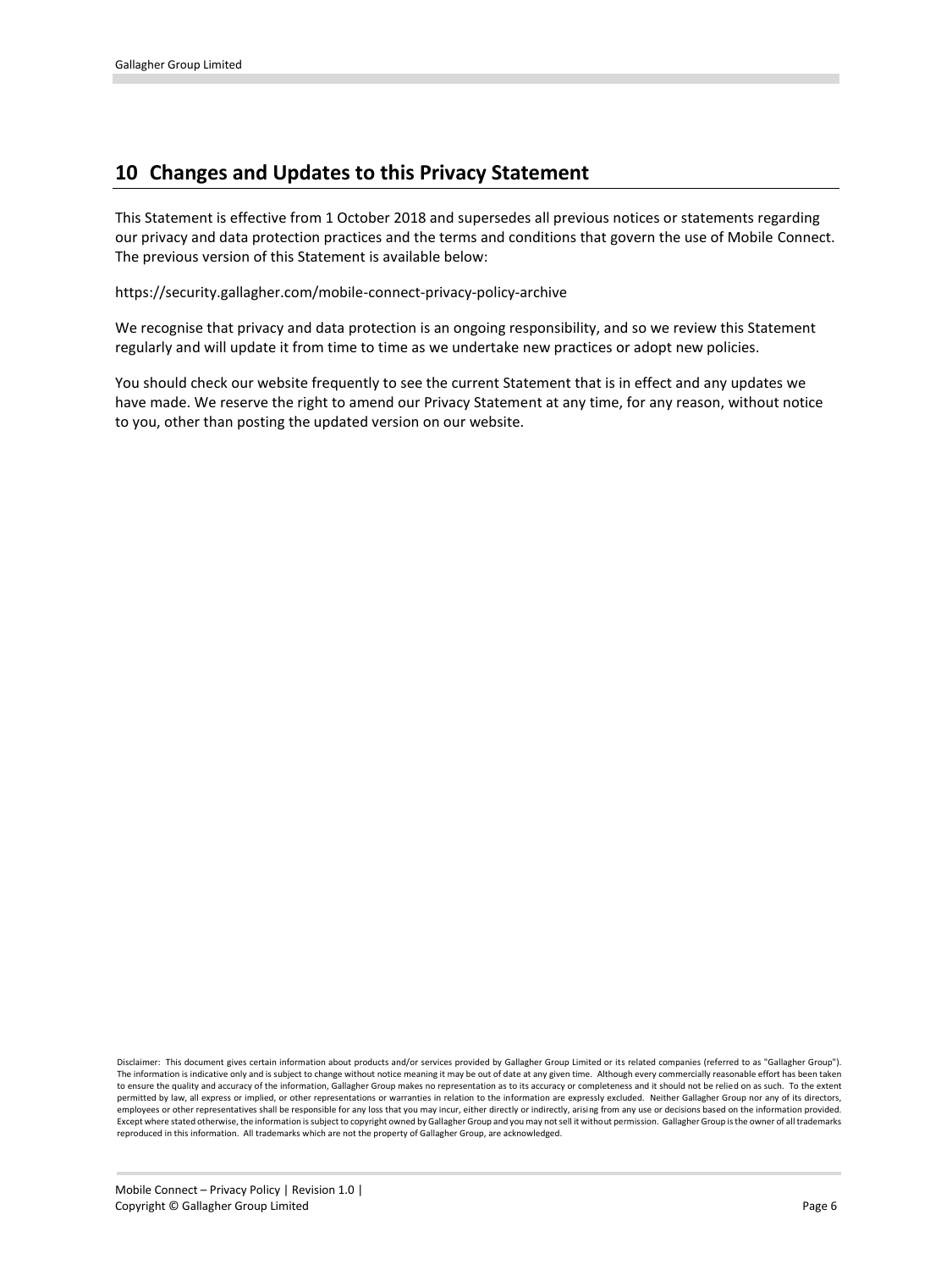## 10 Changes and Updates to this Privacy Statement

This Statement is effective from 1 October 2018 and supersedes all previous notices or statements regarding our privacy and data protection practices and the terms and conditions that govern the use of Mobile Connect. The previous version of this Statement is available below:

https://security.gallagher.com/mobile-connect-privacy-policy-archive

We recognise that privacy and data protection is an ongoing responsibility, and so we review this Statement regularly and will update it from time to time as we undertake new practices or adopt new policies.

You should check our website frequently to see the current Statement that is in effect and any updates we have made. We reserve the right to amend our Privacy Statement at any time, for any reason, without notice to you, other than posting the updated version on our website.

Disclaimer: This document gives certain information about products and/or services provided by Gallagher Group Limited or its related companies (referred to as "Gallagher Group"). The information is indicative only and is subject to change without notice meaning it may be out of date at any given time. Although every commercially reasonable effort has been taken to ensure the quality and accuracy of the information, Gallagher Group makes no representation as to its accuracy or completeness and it should not be relied on as such. To the extent permitted by law, all express or implied, or other representations or warranties in relation to the information are expressly excluded. Neither Gallagher Group nor any of its directors, employees or other representatives shall be responsible for any loss that you may incur, either directly or indirectly, arising from any use or decisions based on the information provided. Except where stated otherwise, the information is subject to copyright owned by Gallagher Group and you may not sell it without permission. Gallagher Group is the owner of all trademarks reproduced in this information. All trademarks which are not the property of Gallagher Group, are acknowledged.